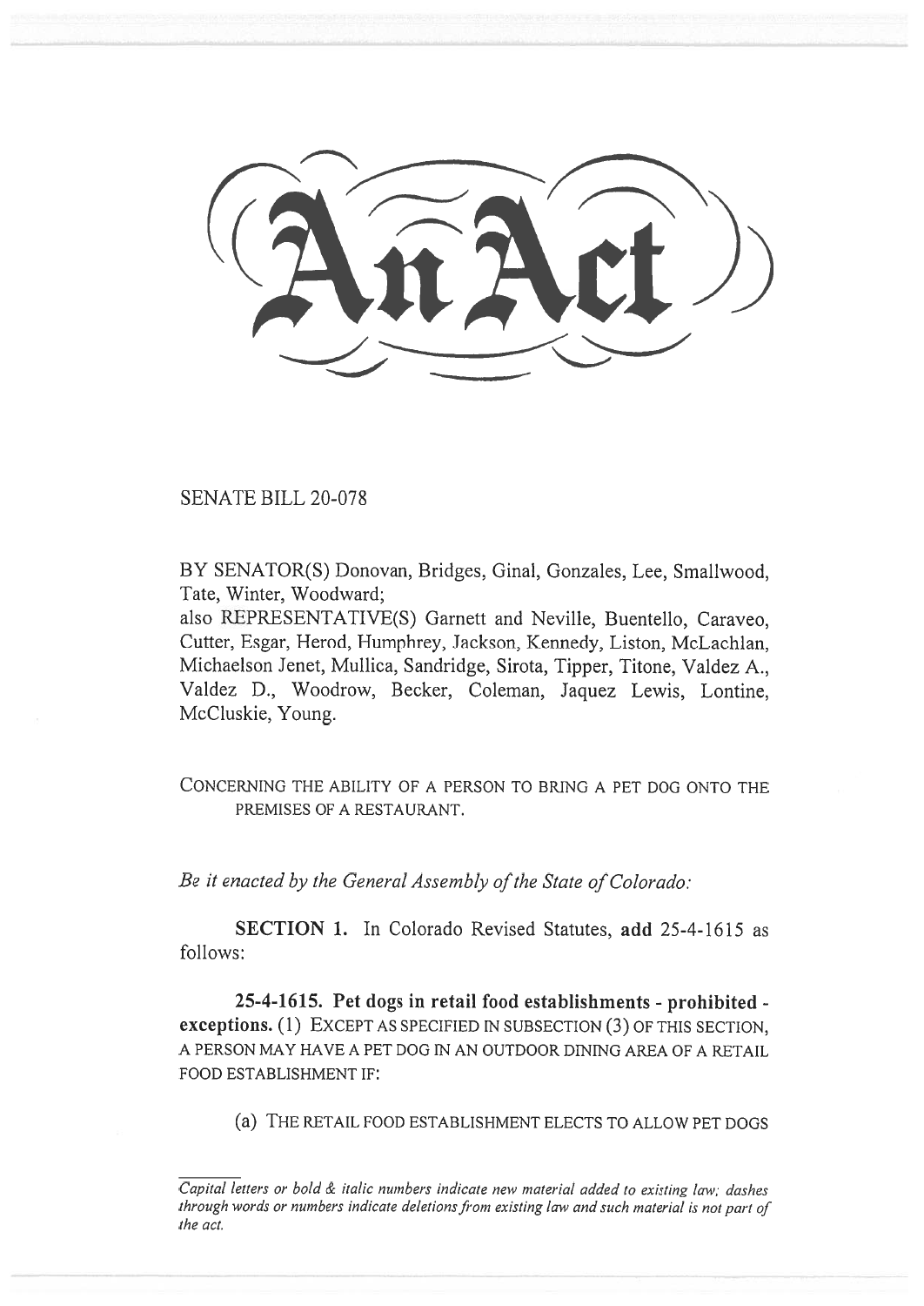# An Act

SENATE BILL 20-078

BY SENATOR(S) Donovan, Bridges, Ginal, Gonzales, Lee, Smallwood, Tate, Winter, Woodward;
also REPRESENTATIVE(S) Garnett and Neville, Buentello, Caraveo, Cutter, Esgar, Herod, Humphrey, Jackson, Kennedy, Liston, McLachlan, Michaelson Jenet, Mullica, Sandridge, Sirota, Tipper, Titone, Valdez A., Valdez D., Woodrow, Becker, Coleman, Jaquez Lewis, Lontine, McCluskie, Young.

CONCERNING THE ABILITY OF A PERSON TO BRING A PET DOG ONTO THE PREMISES OF A RESTAURANT.

*Be it enacted by the General Assembly of the State of Colorado:*

**SECTION 1.** In Colorado Revised Statutes, **add** 25-4-1615 as follows:

**25-4-1615. Pet dogs in retail food establishments - prohibited - exceptions.** (1) EXCEPT AS SPECIFIED IN SUBSECTION (3) OF THIS SECTION, A PERSON MAY HAVE A PET DOG IN AN OUTDOOR DINING AREA OF A RETAIL FOOD ESTABLISHMENT IF:

(a) THE RETAIL FOOD ESTABLISHMENT ELECTS TO ALLOW PET DOGS

*Capital letters or bold & italic numbers indicate new material added to existing law; dashes through words or numbers indicate deletions from existing law and such material is not part of the act.*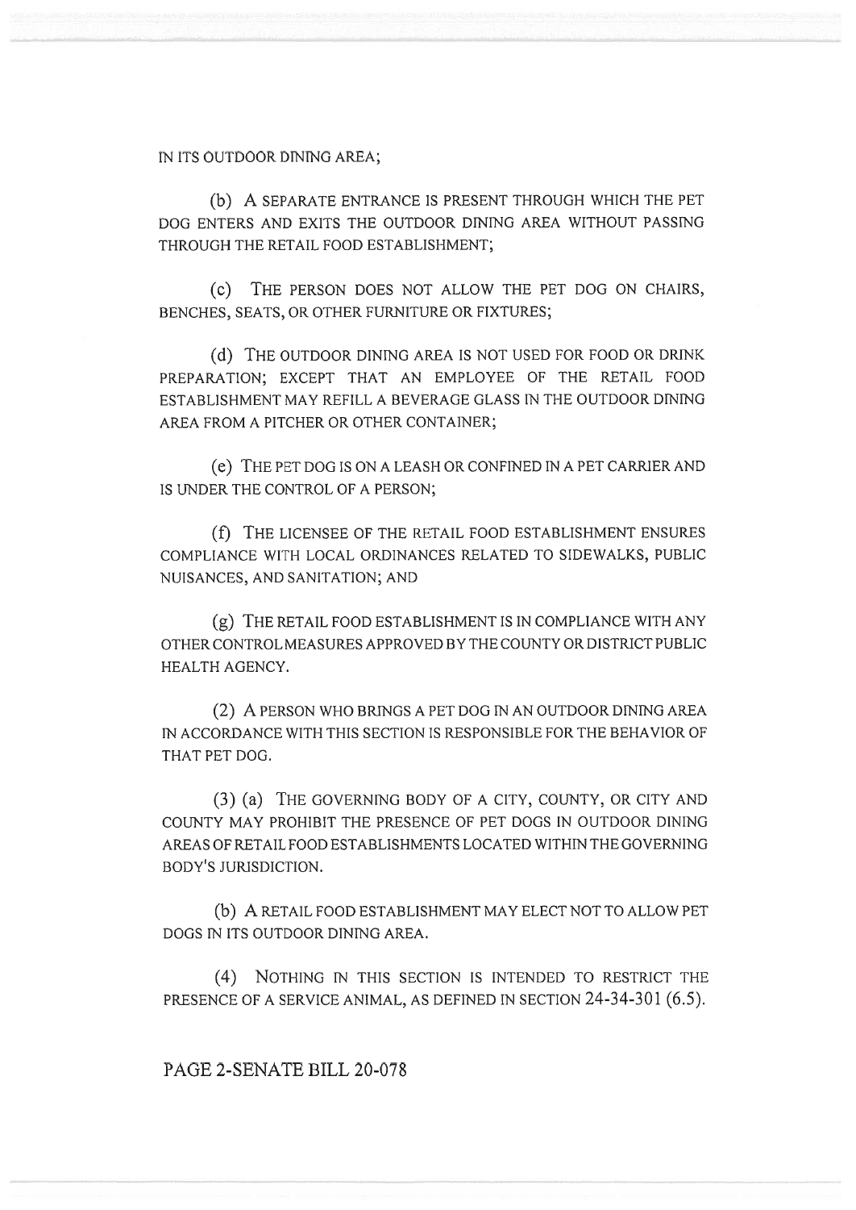IN ITS OUTDOOR DINING AREA;

(b) A SEPARATE ENTRANCE IS PRESENT THROUGH WHICH THE PET DOG ENTERS AND EXITS THE OUTDOOR DINING AREA WITHOUT PASSING THROUGH THE RETAIL FOOD ESTABLISHMENT;

(c) THE PERSON DOES NOT ALLOW THE PET DOG ON CHAIRS, BENCHES, SEATS, OR OTHER FURNITURE OR FIXTURES;

(d) THE OUTDOOR DINING AREA IS NOT USED FOR FOOD OR DRINK PREPARATION; EXCEPT THAT AN EMPLOYEE OF THE RETAIL FOOD ESTABLISHMENT MAY REFILL A BEVERAGE GLASS IN THE OUTDOOR DINING AREA FROM A PITCHER OR OTHER CONTAINER;

(e) THE PET DOG IS ON A LEASH OR CONFINED IN A PET CARRIER AND IS UNDER THE CONTROL OF A PERSON;

(f) THE LICENSEE OF THE RETAIL FOOD ESTABLISHMENT ENSURES COMPLIANCE WITH LOCAL ORDINANCES RELATED TO SIDEWALKS, PUBLIC NUISANCES, AND SANITATION; AND

(g) THE RETAIL FOOD ESTABLISHMENT IS IN COMPLIANCE WITH ANY OTHER CONTROL MEASURES APPROVED BY THE COUNTY OR DISTRICT PUBLIC HEALTH AGENCY.

(2) A PERSON WHO BRINGS A PET DOG IN AN OUTDOOR DINING AREA IN ACCORDANCE WITH THIS SECTION IS RESPONSIBLE FOR THE BEHAVIOR OF THAT PET DOG.

(3) (a) THE GOVERNING BODY OF A CITY, COUNTY, OR CITY AND COUNTY MAY PROHIBIT THE PRESENCE OF PET DOGS IN OUTDOOR DINING AREAS OF RETAIL FOOD ESTABLISHMENTS LOCATED WITHIN THE GOVERNING BODY'S JURISDICTION.

(b) A RETAIL FOOD ESTABLISHMENT MAY ELECT NOT TO ALLOW PET DOGS IN ITS OUTDOOR DINING AREA.

(4) NOTHING IN THIS SECTION IS INTENDED TO RESTRICT THE PRESENCE OF A SERVICE ANIMAL, AS DEFINED IN SECTION 24-34-301 (6.5).

PAGE 2-SENATE BILL 20-078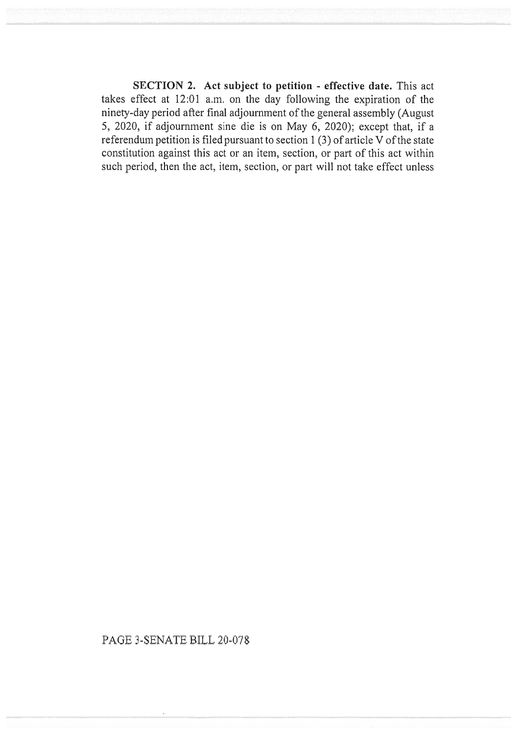**SECTION 2. Act subject to petition - effective date.** This act takes effect at 12:01 a.m. on the day following the expiration of the ninety-day period after final adjournment of the general assembly (August 5, 2020, if adjournment sine die is on May 6, 2020); except that, if a referendum petition is filed pursuant to section 1 (3) of article V of the state constitution against this act or an item, section, or part of this act within such period, then the act, item, section, or part will not take effect unless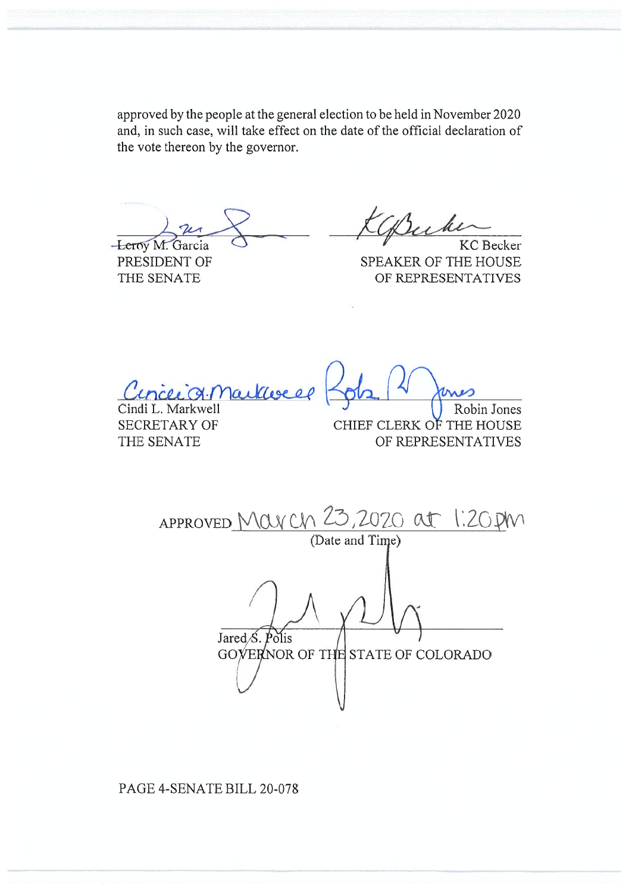approved by the people at the general election to be held in November 2020 and, in such case, will take effect on the date of the official declaration of the vote thereon by the governor.

| | |
|---|---|
| Leroy M. Garcia<br>PRESIDENT OF<br>THE SENATE | KC Becker<br>SPEAKER OF THE HOUSE<br>OF REPRESENTATIVES |
| Cindi L. Markwell<br>SECRETARY OF<br>THE SENATE | Robin Jones<br>CHIEF CLERK OF THE HOUSE<br>OF REPRESENTATIVES |

APPROVED March 23, 2020 at 1:20 pm
(Date and Time)

Jared S. Polis
GOVERNOR OF THE STATE OF COLORADO

PAGE 4-SENATE BILL 20-078